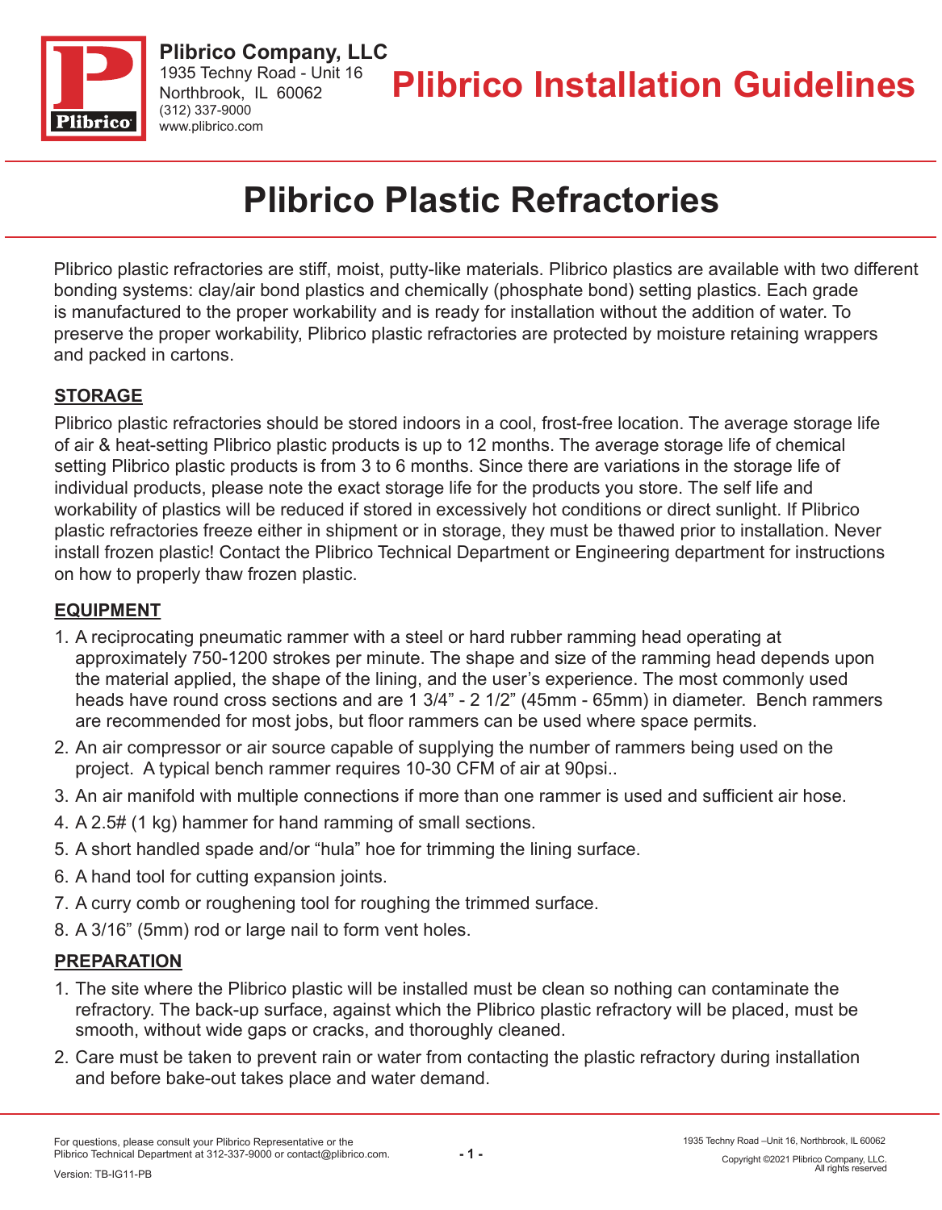**Plibrico Company, LLC**
1935 Techny Road - Unit 16
Northbrook, IL 60062
(312) 337-9000
www.plibrico.com

# Plibrico Installation Guidelines

# Plibrico Plastic Refractories

Plibrico plastic refractories are stiff, moist, putty-like materials. Plibrico plastics are available with two different bonding systems: clay/air bond plastics and chemically (phosphate bond) setting plastics. Each grade is manufactured to the proper workability and is ready for installation without the addition of water. To preserve the proper workability, Plibrico plastic refractories are protected by moisture retaining wrappers and packed in cartons.

## STORAGE

Plibrico plastic refractories should be stored indoors in a cool, frost-free location. The average storage life of air & heat-setting Plibrico plastic products is up to 12 months. The average storage life of chemical setting Plibrico plastic products is from 3 to 6 months. Since there are variations in the storage life of individual products, please note the exact storage life for the products you store. The self life and workability of plastics will be reduced if stored in excessively hot conditions or direct sunlight. If Plibrico plastic refractories freeze either in shipment or in storage, they must be thawed prior to installation. Never install frozen plastic! Contact the Plibrico Technical Department or Engineering department for instructions on how to properly thaw frozen plastic.

## EQUIPMENT

1. A reciprocating pneumatic rammer with a steel or hard rubber ramming head operating at approximately 750-1200 strokes per minute. The shape and size of the ramming head depends upon the material applied, the shape of the lining, and the user's experience. The most commonly used heads have round cross sections and are 1 3/4" - 2 1/2" (45mm - 65mm) in diameter. Bench rammers are recommended for most jobs, but floor rammers can be used where space permits.
2. An air compressor or air source capable of supplying the number of rammers being used on the project. A typical bench rammer requires 10-30 CFM of air at 90psi..
3. An air manifold with multiple connections if more than one rammer is used and sufficient air hose.
4. A 2.5# (1 kg) hammer for hand ramming of small sections.
5. A short handled spade and/or "hula" hoe for trimming the lining surface.
6. A hand tool for cutting expansion joints.
7. A curry comb or roughening tool for roughing the trimmed surface.
8. A 3/16" (5mm) rod or large nail to form vent holes.

## PREPARATION

1. The site where the Plibrico plastic will be installed must be clean so nothing can contaminate the refractory. The back-up surface, against which the Plibrico plastic refractory will be placed, must be smooth, without wide gaps or cracks, and thoroughly cleaned.
2. Care must be taken to prevent rain or water from contacting the plastic refractory during installation and before bake-out takes place and water demand.

For questions, please consult your Plibrico Representative or the Plibrico Technical Department at 312-337-9000 or contact@plibrico.com.

Version: TB-IG11-PB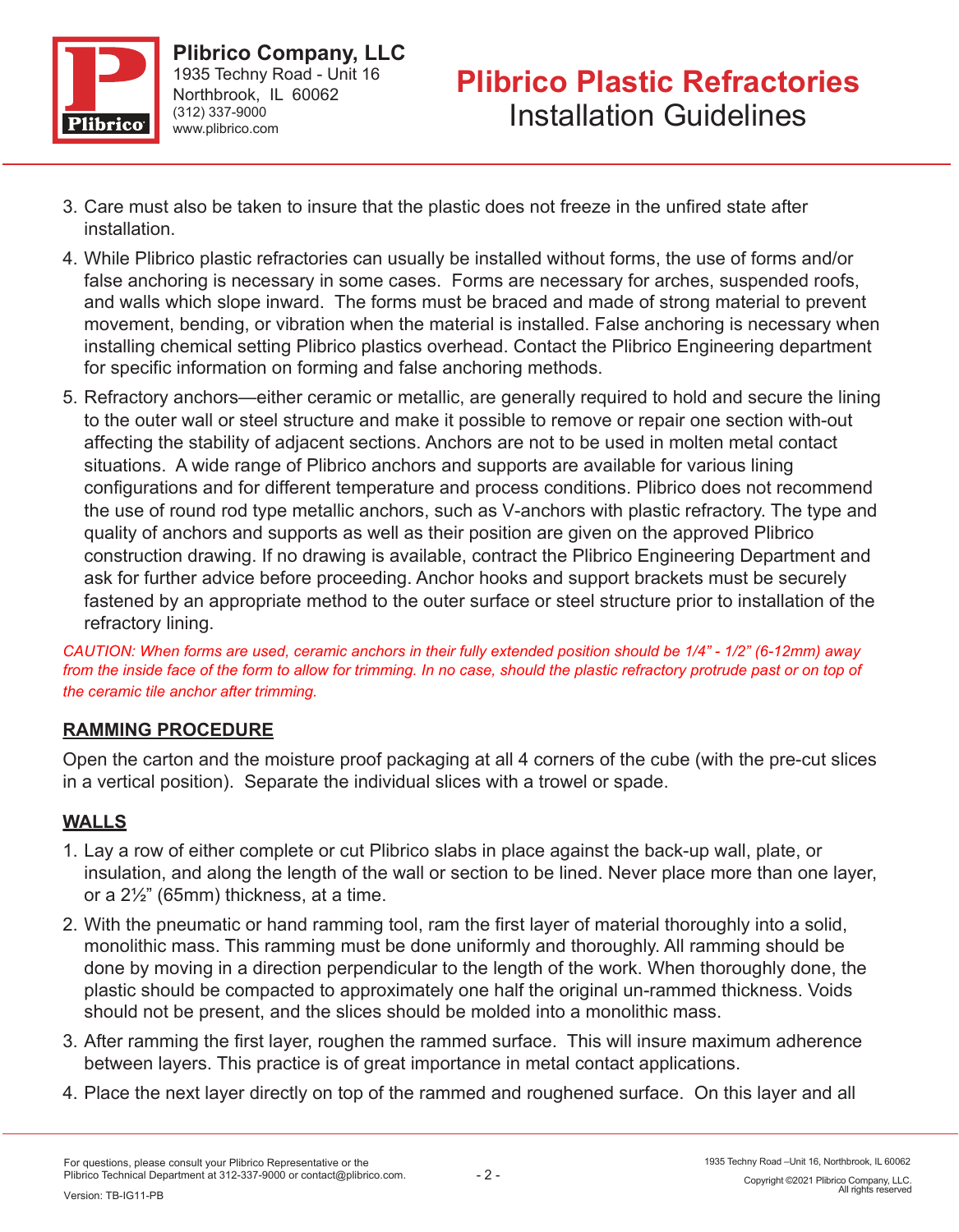3. Care must also be taken to insure that the plastic does not freeze in the unfired state after installation.
4. While Plibrico plastic refractories can usually be installed without forms, the use of forms and/or false anchoring is necessary in some cases. Forms are necessary for arches, suspended roofs, and walls which slope inward. The forms must be braced and made of strong material to prevent movement, bending, or vibration when the material is installed. False anchoring is necessary when installing chemical setting Plibrico plastics overhead. Contact the Plibrico Engineering department for specific information on forming and false anchoring methods.
5. Refractory anchors—either ceramic or metallic, are generally required to hold and secure the lining to the outer wall or steel structure and make it possible to remove or repair one section with-out affecting the stability of adjacent sections. Anchors are not to be used in molten metal contact situations. A wide range of Plibrico anchors and supports are available for various lining configurations and for different temperature and process conditions. Plibrico does not recommend the use of round rod type metallic anchors, such as V-anchors with plastic refractory. The type and quality of anchors and supports as well as their position are given on the approved Plibrico construction drawing. If no drawing is available, contract the Plibrico Engineering Department and ask for further advice before proceeding. Anchor hooks and support brackets must be securely fastened by an appropriate method to the outer surface or steel structure prior to installation of the refractory lining.

*CAUTION: When forms are used, ceramic anchors in their fully extended position should be 1/4" - 1/2" (6-12mm) away from the inside face of the form to allow for trimming. In no case, should the plastic refractory protrude past or on top of the ceramic tile anchor after trimming.*

## RAMMING PROCEDURE

Open the carton and the moisture proof packaging at all 4 corners of the cube (with the pre-cut slices in a vertical position). Separate the individual slices with a trowel or spade.

## WALLS

1. Lay a row of either complete or cut Plibrico slabs in place against the back-up wall, plate, or insulation, and along the length of the wall or section to be lined. Never place more than one layer, or a 2½" (65mm) thickness, at a time.
2. With the pneumatic or hand ramming tool, ram the first layer of material thoroughly into a solid, monolithic mass. This ramming must be done uniformly and thoroughly. All ramming should be done by moving in a direction perpendicular to the length of the work. When thoroughly done, the plastic should be compacted to approximately one half the original un-rammed thickness. Voids should not be present, and the slices should be molded into a monolithic mass.
3. After ramming the first layer, roughen the rammed surface. This will insure maximum adherence between layers. This practice is of great importance in metal contact applications.
4. Place the next layer directly on top of the rammed and roughened surface. On this layer and all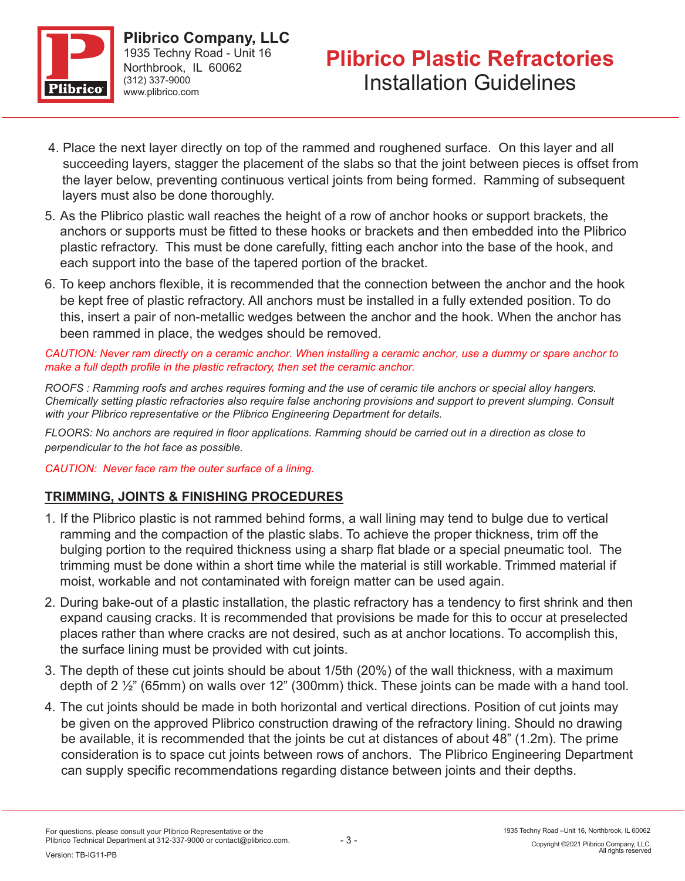4. Place the next layer directly on top of the rammed and roughened surface. On this layer and all succeeding layers, stagger the placement of the slabs so that the joint between pieces is offset from the layer below, preventing continuous vertical joints from being formed. Ramming of subsequent layers must also be done thoroughly.
5. As the Plibrico plastic wall reaches the height of a row of anchor hooks or support brackets, the anchors or supports must be fitted to these hooks or brackets and then embedded into the Plibrico plastic refractory. This must be done carefully, fitting each anchor into the base of the hook, and each support into the base of the tapered portion of the bracket.
6. To keep anchors flexible, it is recommended that the connection between the anchor and the hook be kept free of plastic refractory. All anchors must be installed in a fully extended position. To do this, insert a pair of non-metallic wedges between the anchor and the hook. When the anchor has been rammed in place, the wedges should be removed.

*CAUTION: Never ram directly on a ceramic anchor. When installing a ceramic anchor, use a dummy or spare anchor to make a full depth profile in the plastic refractory, then set the ceramic anchor.*

*ROOFS : Ramming roofs and arches requires forming and the use of ceramic tile anchors or special alloy hangers. Chemically setting plastic refractories also require false anchoring provisions and support to prevent slumping. Consult with your Plibrico representative or the Plibrico Engineering Department for details.*

*FLOORS: No anchors are required in floor applications. Ramming should be carried out in a direction as close to perpendicular to the hot face as possible.*

*CAUTION: Never face ram the outer surface of a lining.*

## TRIMMING, JOINTS & FINISHING PROCEDURES

1. If the Plibrico plastic is not rammed behind forms, a wall lining may tend to bulge due to vertical ramming and the compaction of the plastic slabs. To achieve the proper thickness, trim off the bulging portion to the required thickness using a sharp flat blade or a special pneumatic tool. The trimming must be done within a short time while the material is still workable. Trimmed material if moist, workable and not contaminated with foreign matter can be used again.
2. During bake-out of a plastic installation, the plastic refractory has a tendency to first shrink and then expand causing cracks. It is recommended that provisions be made for this to occur at preselected places rather than where cracks are not desired, such as at anchor locations. To accomplish this, the surface lining must be provided with cut joints.
3. The depth of these cut joints should be about 1/5th (20%) of the wall thickness, with a maximum depth of 2 ½" (65mm) on walls over 12" (300mm) thick. These joints can be made with a hand tool.
4. The cut joints should be made in both horizontal and vertical directions. Position of cut joints may be given on the approved Plibrico construction drawing of the refractory lining. Should no drawing be available, it is recommended that the joints be cut at distances of about 48" (1.2m). The prime consideration is to space cut joints between rows of anchors. The Plibrico Engineering Department can supply specific recommendations regarding distance between joints and their depths.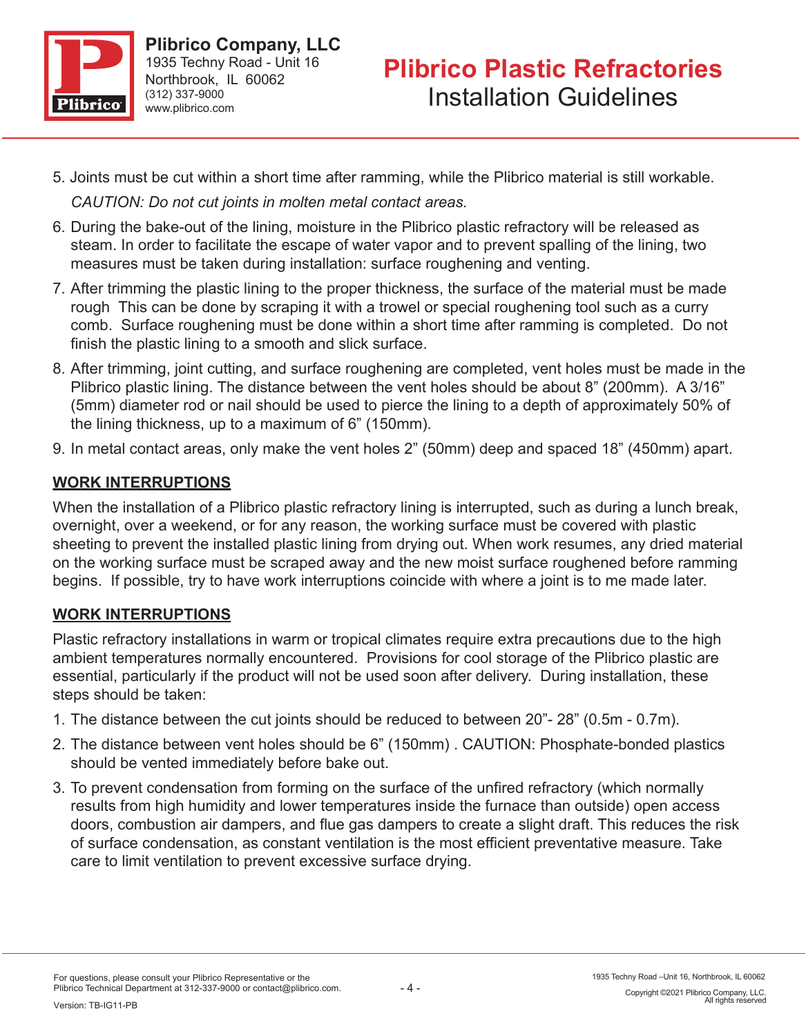5. Joints must be cut within a short time after ramming, while the Plibrico material is still workable.

   *CAUTION: Do not cut joints in molten metal contact areas.*

6. During the bake-out of the lining, moisture in the Plibrico plastic refractory will be released as steam. In order to facilitate the escape of water vapor and to prevent spalling of the lining, two measures must be taken during installation: surface roughening and venting.
7. After trimming the plastic lining to the proper thickness, the surface of the material must be made rough  This can be done by scraping it with a trowel or special roughening tool such as a curry comb.  Surface roughening must be done within a short time after ramming is completed.  Do not finish the plastic lining to a smooth and slick surface.
8. After trimming, joint cutting, and surface roughening are completed, vent holes must be made in the Plibrico plastic lining. The distance between the vent holes should be about 8” (200mm).  A 3/16” (5mm) diameter rod or nail should be used to pierce the lining to a depth of approximately 50% of the lining thickness, up to a maximum of 6” (150mm).
9. In metal contact areas, only make the vent holes 2” (50mm) deep and spaced 18” (450mm) apart.

## WORK INTERRUPTIONS

When the installation of a Plibrico plastic refractory lining is interrupted, such as during a lunch break, overnight, over a weekend, or for any reason, the working surface must be covered with plastic sheeting to prevent the installed plastic lining from drying out. When work resumes, any dried material on the working surface must be scraped away and the new moist surface roughened before ramming begins.  If possible, try to have work interruptions coincide with where a joint is to me made later.

## WORK INTERRUPTIONS

Plastic refractory installations in warm or tropical climates require extra precautions due to the high ambient temperatures normally encountered.  Provisions for cool storage of the Plibrico plastic are essential, particularly if the product will not be used soon after delivery.  During installation, these steps should be taken:

1. The distance between the cut joints should be reduced to between 20”- 28” (0.5m - 0.7m).
2. The distance between vent holes should be 6” (150mm) . CAUTION: Phosphate-bonded plastics should be vented immediately before bake out.
3. To prevent condensation from forming on the surface of the unfired refractory (which normally results from high humidity and lower temperatures inside the furnace than outside) open access doors, combustion air dampers, and flue gas dampers to create a slight draft. This reduces the risk of surface condensation, as constant ventilation is the most efficient preventative measure. Take care to limit ventilation to prevent excessive surface drying.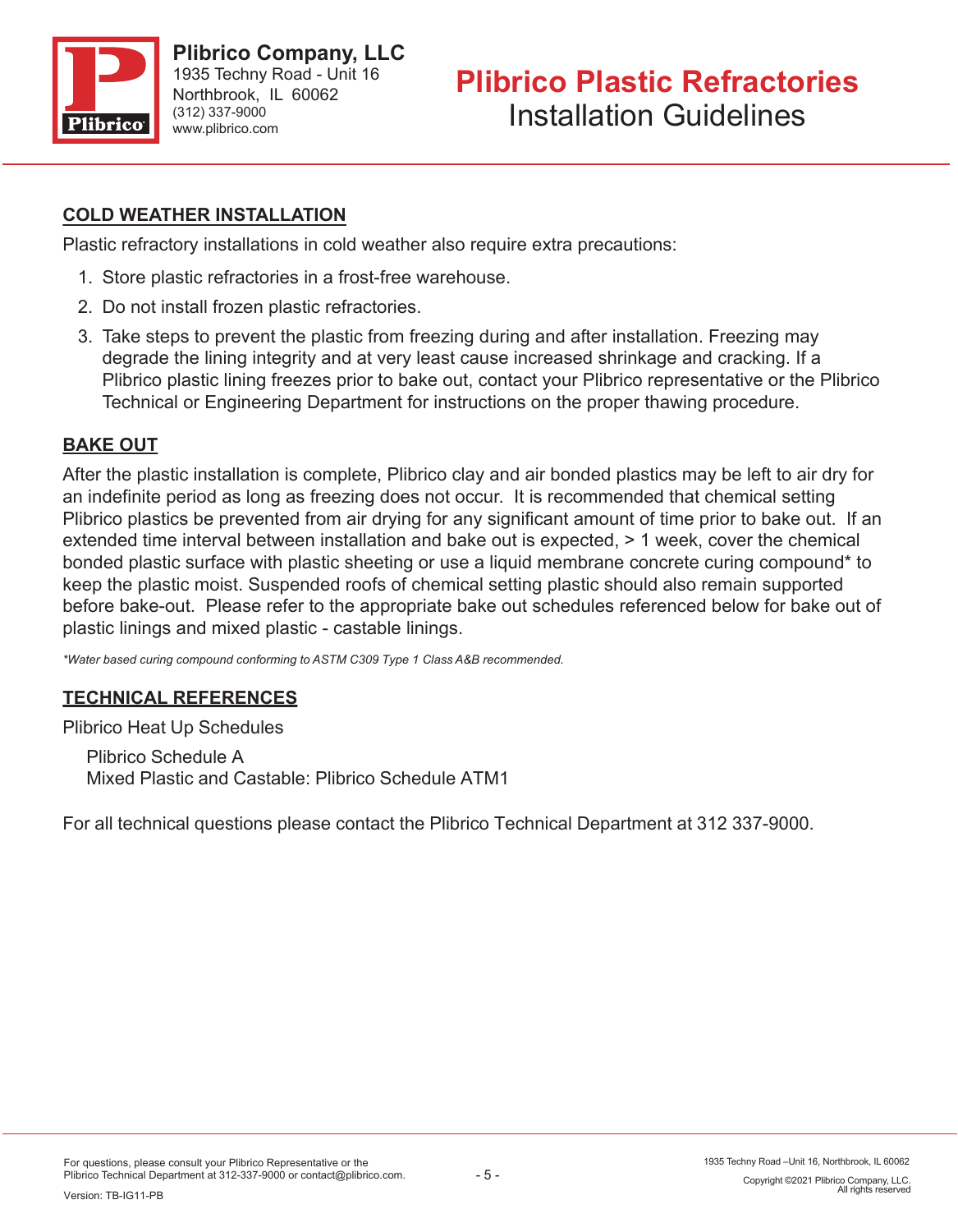## COLD WEATHER INSTALLATION

Plastic refractory installations in cold weather also require extra precautions:

1. Store plastic refractories in a frost-free warehouse.
2. Do not install frozen plastic refractories.
3. Take steps to prevent the plastic from freezing during and after installation. Freezing may degrade the lining integrity and at very least cause increased shrinkage and cracking. If a Plibrico plastic lining freezes prior to bake out, contact your Plibrico representative or the Plibrico Technical or Engineering Department for instructions on the proper thawing procedure.

## BAKE OUT

After the plastic installation is complete, Plibrico clay and air bonded plastics may be left to air dry for an indefinite period as long as freezing does not occur. It is recommended that chemical setting Plibrico plastics be prevented from air drying for any significant amount of time prior to bake out. If an extended time interval between installation and bake out is expected, > 1 week, cover the chemical bonded plastic surface with plastic sheeting or use a liquid membrane concrete curing compound* to keep the plastic moist. Suspended roofs of chemical setting plastic should also remain supported before bake-out. Please refer to the appropriate bake out schedules referenced below for bake out of plastic linings and mixed plastic - castable linings.

*\*Water based curing compound conforming to ASTM C309 Type 1 Class A&B recommended.*

## TECHNICAL REFERENCES

Plibrico Heat Up Schedules

Plibrico Schedule A
Mixed Plastic and Castable: Plibrico Schedule ATM1

For all technical questions please contact the Plibrico Technical Department at 312 337-9000.